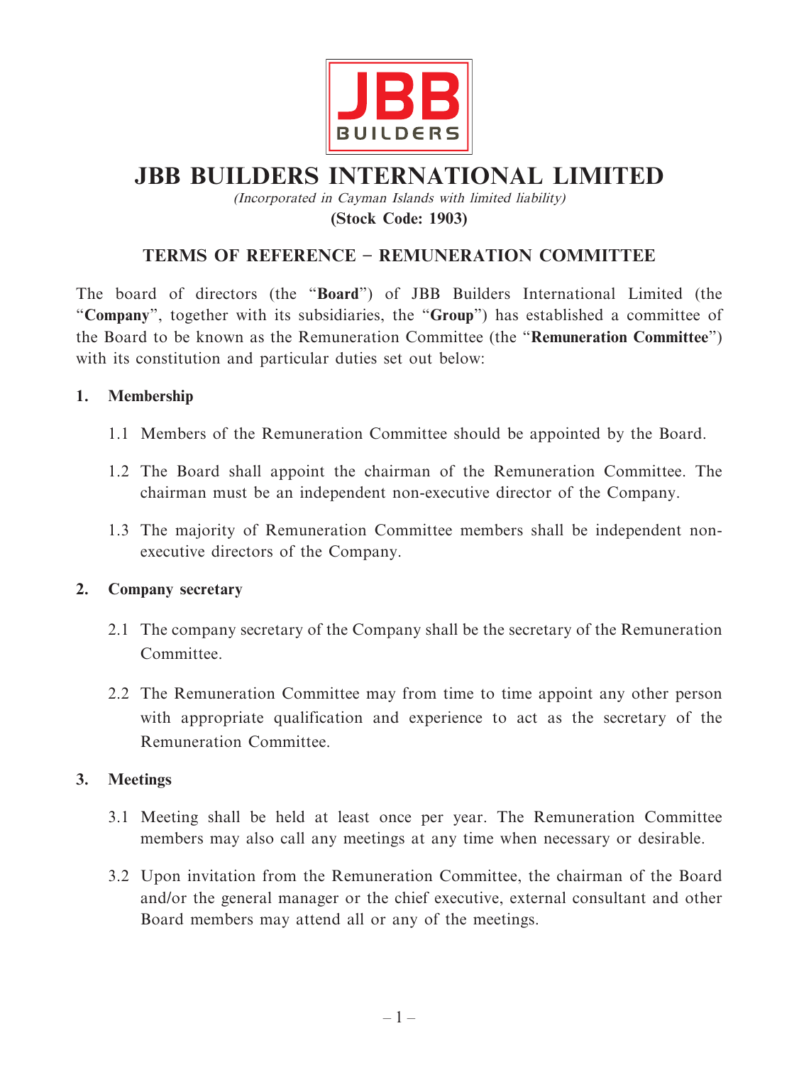# JBB BUILDERS INTERNATIONAL LIMITED

*(Incorporated in Cayman Islands with limited liability)*

**(Stock Code: 1903)**

## TERMS OF REFERENCE – REMUNERATION COMMITTEE

The board of directors (the "**Board**") of JBB Builders International Limited (the "**Company**", together with its subsidiaries, the "**Group**") has established a committee of the Board to be known as the Remuneration Committee (the "**Remuneration Committee**") with its constitution and particular duties set out below:

### 1. Membership

1.1 Members of the Remuneration Committee should be appointed by the Board.

1.2 The Board shall appoint the chairman of the Remuneration Committee. The chairman must be an independent non-executive director of the Company.

1.3 The majority of Remuneration Committee members shall be independent non-executive directors of the Company.

### 2. Company secretary

2.1 The company secretary of the Company shall be the secretary of the Remuneration Committee.

2.2 The Remuneration Committee may from time to time appoint any other person with appropriate qualification and experience to act as the secretary of the Remuneration Committee.

### 3. Meetings

3.1 Meeting shall be held at least once per year. The Remuneration Committee members may also call any meetings at any time when necessary or desirable.

3.2 Upon invitation from the Remuneration Committee, the chairman of the Board and/or the general manager or the chief executive, external consultant and other Board members may attend all or any of the meetings.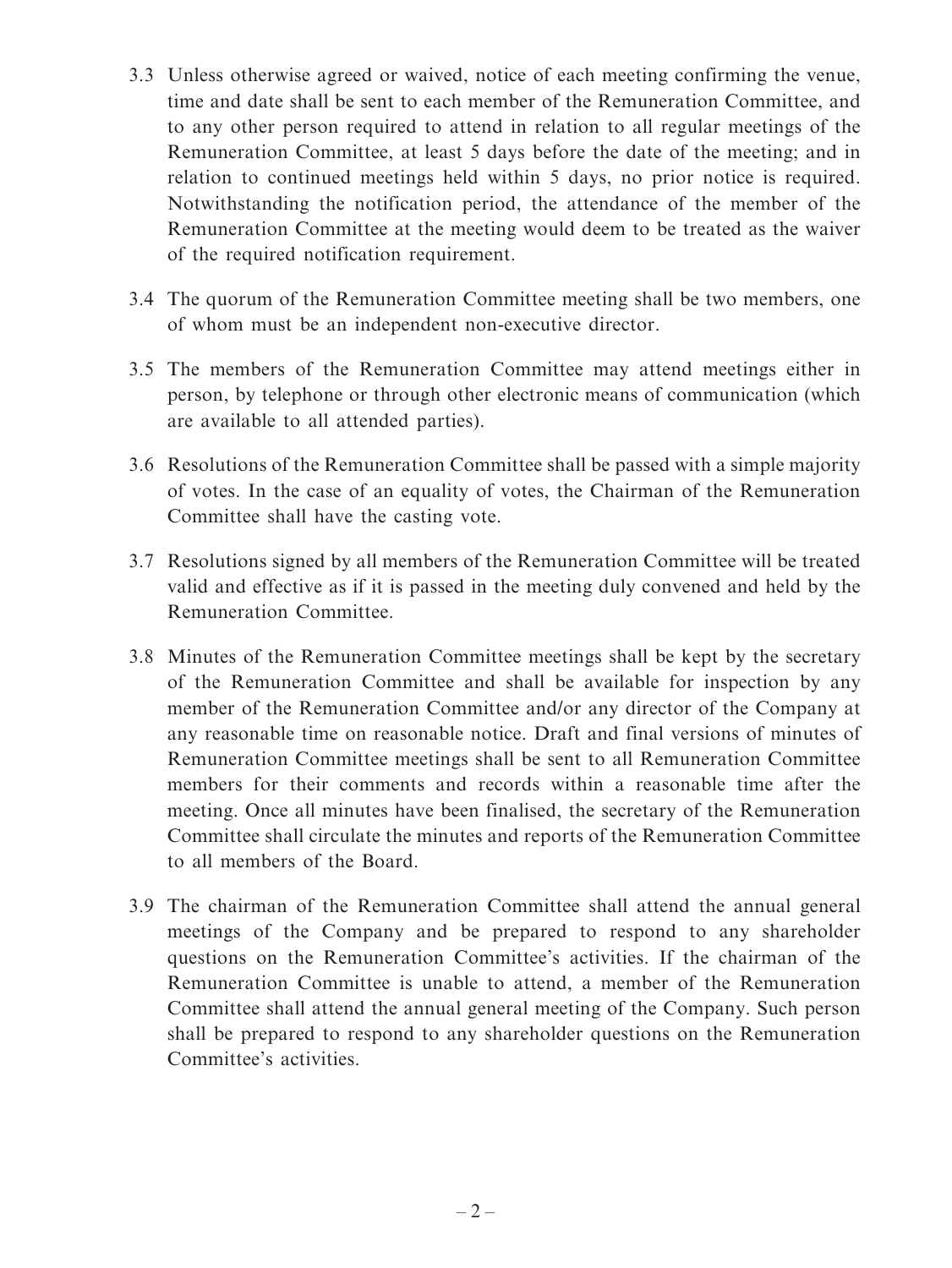3.3 Unless otherwise agreed or waived, notice of each meeting confirming the venue, time and date shall be sent to each member of the Remuneration Committee, and to any other person required to attend in relation to all regular meetings of the Remuneration Committee, at least 5 days before the date of the meeting; and in relation to continued meetings held within 5 days, no prior notice is required. Notwithstanding the notification period, the attendance of the member of the Remuneration Committee at the meeting would deem to be treated as the waiver of the required notification requirement.

3.4 The quorum of the Remuneration Committee meeting shall be two members, one of whom must be an independent non-executive director.

3.5 The members of the Remuneration Committee may attend meetings either in person, by telephone or through other electronic means of communication (which are available to all attended parties).

3.6 Resolutions of the Remuneration Committee shall be passed with a simple majority of votes. In the case of an equality of votes, the Chairman of the Remuneration Committee shall have the casting vote.

3.7 Resolutions signed by all members of the Remuneration Committee will be treated valid and effective as if it is passed in the meeting duly convened and held by the Remuneration Committee.

3.8 Minutes of the Remuneration Committee meetings shall be kept by the secretary of the Remuneration Committee and shall be available for inspection by any member of the Remuneration Committee and/or any director of the Company at any reasonable time on reasonable notice. Draft and final versions of minutes of Remuneration Committee meetings shall be sent to all Remuneration Committee members for their comments and records within a reasonable time after the meeting. Once all minutes have been finalised, the secretary of the Remuneration Committee shall circulate the minutes and reports of the Remuneration Committee to all members of the Board.

3.9 The chairman of the Remuneration Committee shall attend the annual general meetings of the Company and be prepared to respond to any shareholder questions on the Remuneration Committee's activities. If the chairman of the Remuneration Committee is unable to attend, a member of the Remuneration Committee shall attend the annual general meeting of the Company. Such person shall be prepared to respond to any shareholder questions on the Remuneration Committee's activities.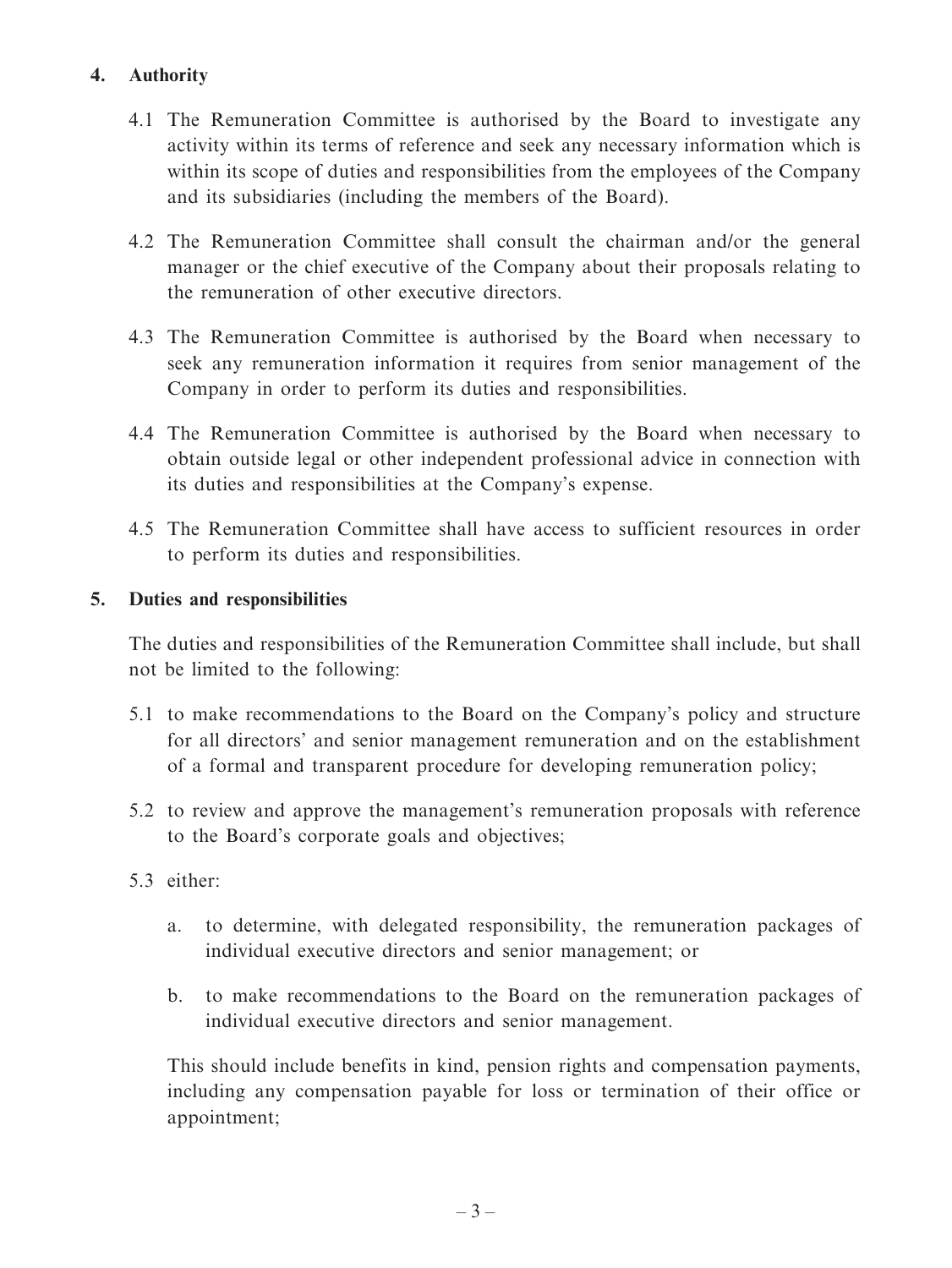## 4. Authority

4.1 The Remuneration Committee is authorised by the Board to investigate any activity within its terms of reference and seek any necessary information which is within its scope of duties and responsibilities from the employees of the Company and its subsidiaries (including the members of the Board).

4.2 The Remuneration Committee shall consult the chairman and/or the general manager or the chief executive of the Company about their proposals relating to the remuneration of other executive directors.

4.3 The Remuneration Committee is authorised by the Board when necessary to seek any remuneration information it requires from senior management of the Company in order to perform its duties and responsibilities.

4.4 The Remuneration Committee is authorised by the Board when necessary to obtain outside legal or other independent professional advice in connection with its duties and responsibilities at the Company's expense.

4.5 The Remuneration Committee shall have access to sufficient resources in order to perform its duties and responsibilities.

## 5. Duties and responsibilities

The duties and responsibilities of the Remuneration Committee shall include, but shall not be limited to the following:

5.1 to make recommendations to the Board on the Company's policy and structure for all directors' and senior management remuneration and on the establishment of a formal and transparent procedure for developing remuneration policy;

5.2 to review and approve the management's remuneration proposals with reference to the Board's corporate goals and objectives;

5.3 either:

a. to determine, with delegated responsibility, the remuneration packages of individual executive directors and senior management; or

b. to make recommendations to the Board on the remuneration packages of individual executive directors and senior management.

This should include benefits in kind, pension rights and compensation payments, including any compensation payable for loss or termination of their office or appointment;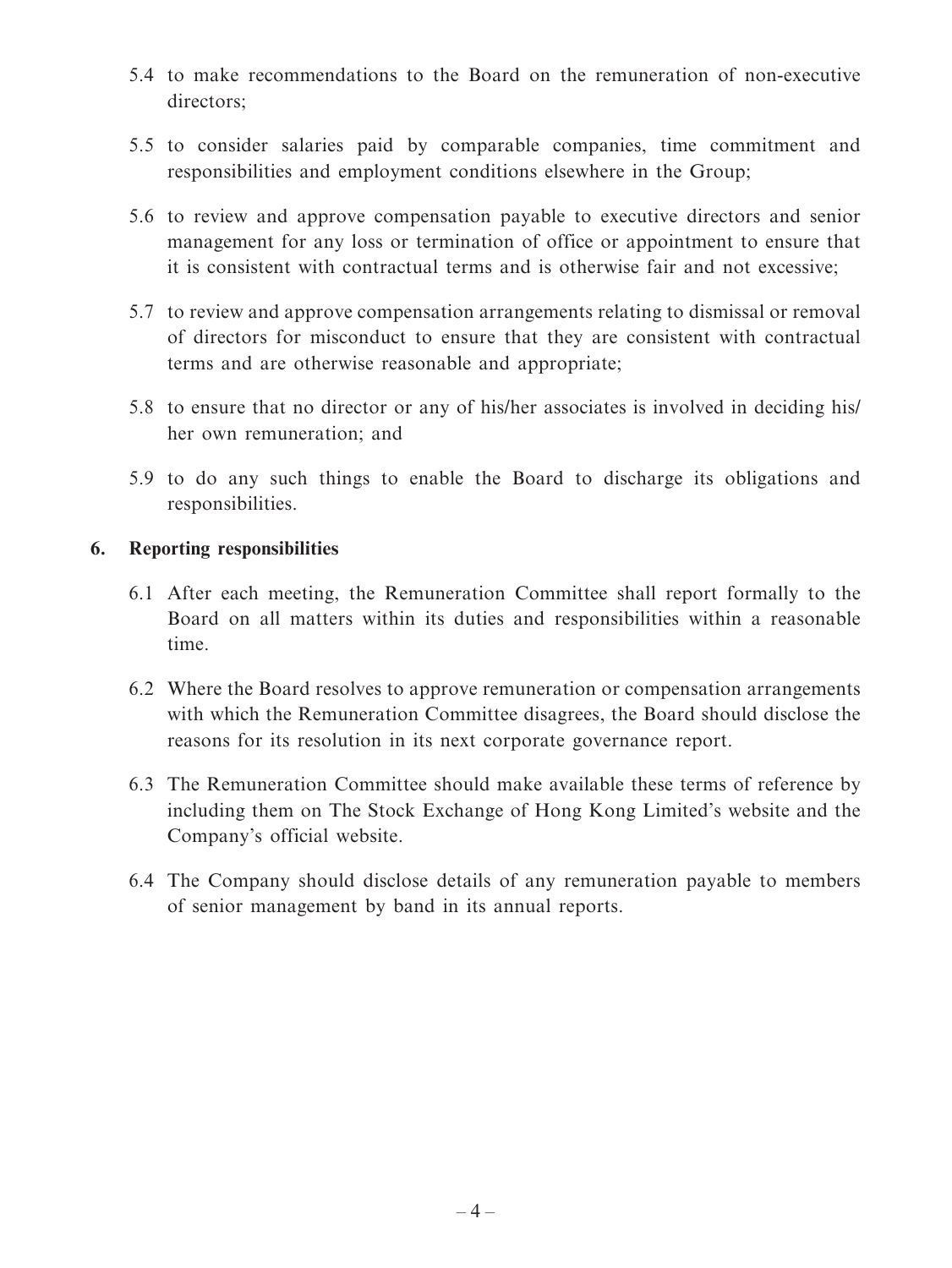5.4 to make recommendations to the Board on the remuneration of non-executive directors;

5.5 to consider salaries paid by comparable companies, time commitment and responsibilities and employment conditions elsewhere in the Group;

5.6 to review and approve compensation payable to executive directors and senior management for any loss or termination of office or appointment to ensure that it is consistent with contractual terms and is otherwise fair and not excessive;

5.7 to review and approve compensation arrangements relating to dismissal or removal of directors for misconduct to ensure that they are consistent with contractual terms and are otherwise reasonable and appropriate;

5.8 to ensure that no director or any of his/her associates is involved in deciding his/her own remuneration; and

5.9 to do any such things to enable the Board to discharge its obligations and responsibilities.

**6. Reporting responsibilities**

6.1 After each meeting, the Remuneration Committee shall report formally to the Board on all matters within its duties and responsibilities within a reasonable time.

6.2 Where the Board resolves to approve remuneration or compensation arrangements with which the Remuneration Committee disagrees, the Board should disclose the reasons for its resolution in its next corporate governance report.

6.3 The Remuneration Committee should make available these terms of reference by including them on The Stock Exchange of Hong Kong Limited's website and the Company's official website.

6.4 The Company should disclose details of any remuneration payable to members of senior management by band in its annual reports.